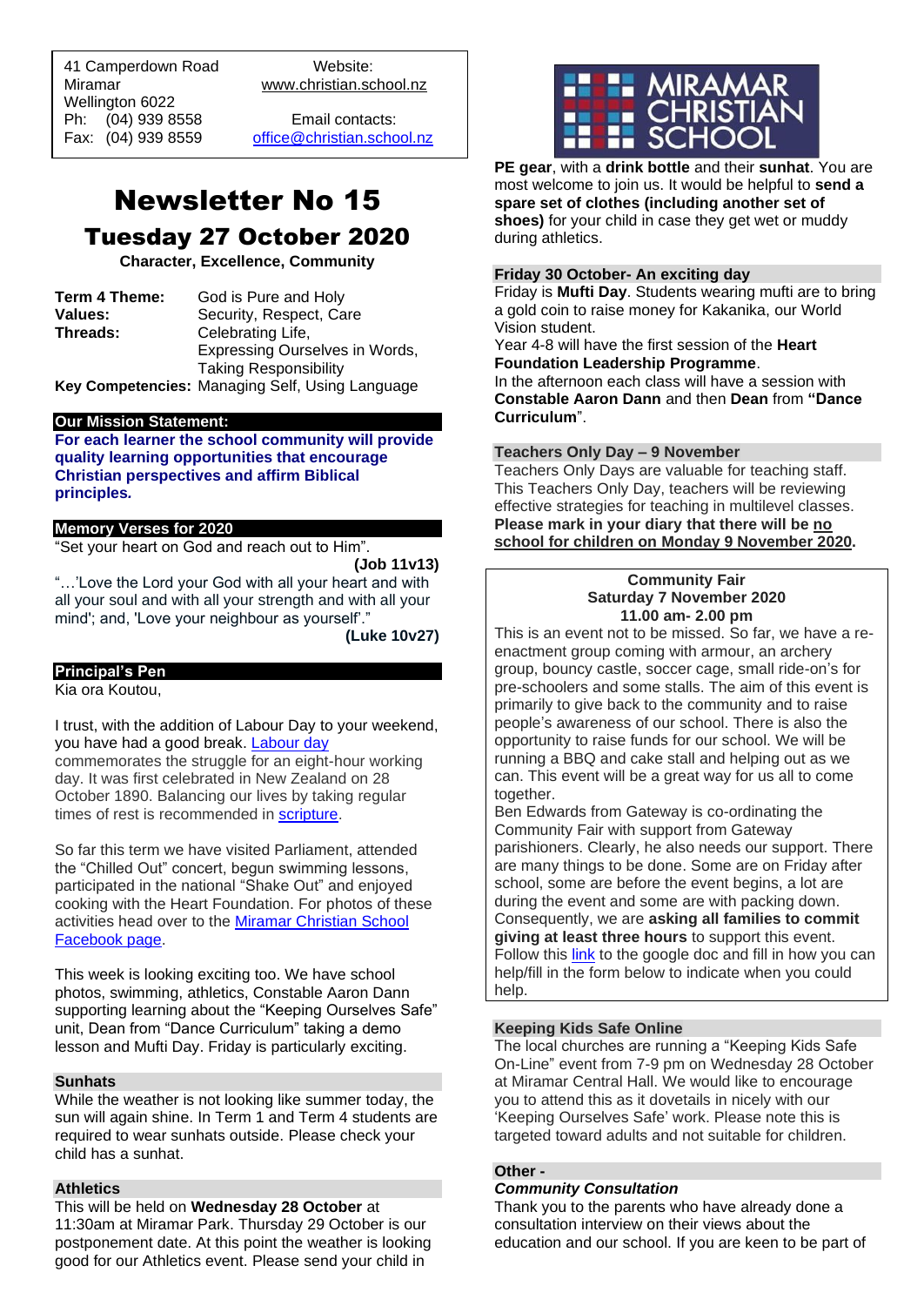41 Camperdown Road
Miramar
Wellington 6022
Ph: (04) 939 8558
Fax: (04) 939 8559

Website:
www.christian.school.nz

Email contacts:
office@christian.school.nz

# Newsletter No 15

## Tuesday 27 October 2020

**Character, Excellence, Community**

| | |
|---|---|
| **Term 4 Theme:** | God is Pure and Holy |
| **Values:** | Security, Respect, Care |
| **Threads:** | Celebrating Life, Expressing Ourselves in Words, Taking Responsibility |
| **Key Competencies:** | Managing Self, Using Language |

### Our Mission Statement:

**For each learner the school community will provide quality learning opportunities that encourage Christian perspectives and affirm Biblical principles.**

### Memory Verses for 2020

"Set your heart on God and reach out to Him".

**(Job 11v13)**

"…'Love the Lord your God with all your heart and with all your soul and with all your strength and with all your mind'; and, 'Love your neighbour as yourself'."

**(Luke 10v27)**

### Principal's Pen

Kia ora Koutou,

I trust, with the addition of Labour Day to your weekend, you have had a good break. Labour day commemorates the struggle for an eight-hour working day. It was first celebrated in New Zealand on 28 October 1890. Balancing our lives by taking regular times of rest is recommended in scripture.

So far this term we have visited Parliament, attended the "Chilled Out" concert, begun swimming lessons, participated in the national "Shake Out" and enjoyed cooking with the Heart Foundation. For photos of these activities head over to the Miramar Christian School Facebook page.

This week is looking exciting too. We have school photos, swimming, athletics, Constable Aaron Dann supporting learning about the "Keeping Ourselves Safe" unit, Dean from "Dance Curriculum" taking a demo lesson and Mufti Day. Friday is particularly exciting.

### Sunhats

While the weather is not looking like summer today, the sun will again shine. In Term 1 and Term 4 students are required to wear sunhats outside. Please check your child has a sunhat.

### Athletics

This will be held on **Wednesday 28 October** at 11:30am at Miramar Park. Thursday 29 October is our postponement date. At this point the weather is looking good for our Athletics event. Please send your child in **PE gear**, with a **drink bottle** and their **sunhat**. You are most welcome to join us. It would be helpful to **send a spare set of clothes (including another set of shoes)** for your child in case they get wet or muddy during athletics.

### Friday 30 October- An exciting day

Friday is **Mufti Day**. Students wearing mufti are to bring a gold coin to raise money for Kakanika, our World Vision student.

Year 4-8 will have the first session of the **Heart Foundation Leadership Programme**.

In the afternoon each class will have a session with **Constable Aaron Dann** and then **Dean** from **"Dance Curriculum"**.

### Teachers Only Day – 9 November

Teachers Only Days are valuable for teaching staff. This Teachers Only Day, teachers will be reviewing effective strategies for teaching in multilevel classes. **Please mark in your diary that there will be <u>no school for children on Monday 9 November 2020</u>.**

### Community Fair
**Saturday 7 November 2020**
**11.00 am- 2.00 pm**

This is an event not to be missed. So far, we have a re-enactment group coming with armour, an archery group, bouncy castle, soccer cage, small ride-on's for pre-schoolers and some stalls. The aim of this event is primarily to give back to the community and to raise people's awareness of our school. There is also the opportunity to raise funds for our school. We will be running a BBQ and cake stall and helping out as we can. This event will be a great way for us all to come together.

Ben Edwards from Gateway is co-ordinating the Community Fair with support from Gateway parishioners. Clearly, he also needs our support. There are many things to be done. Some are on Friday after school, some are before the event begins, a lot are during the event and some are with packing down. Consequently, we are **asking all families to commit giving at least three hours** to support this event. Follow this link to the google doc and fill in how you can help/fill in the form below to indicate when you could help.

### Keeping Kids Safe Online

The local churches are running a "Keeping Kids Safe On-Line" event from 7-9 pm on Wednesday 28 October at Miramar Central Hall. We would like to encourage you to attend this as it dovetails in nicely with our 'Keeping Ourselves Safe' work. Please note this is targeted toward adults and not suitable for children.

### Other -

***Community Consultation***

Thank you to the parents who have already done a consultation interview on their views about the education and our school. If you are keen to be part of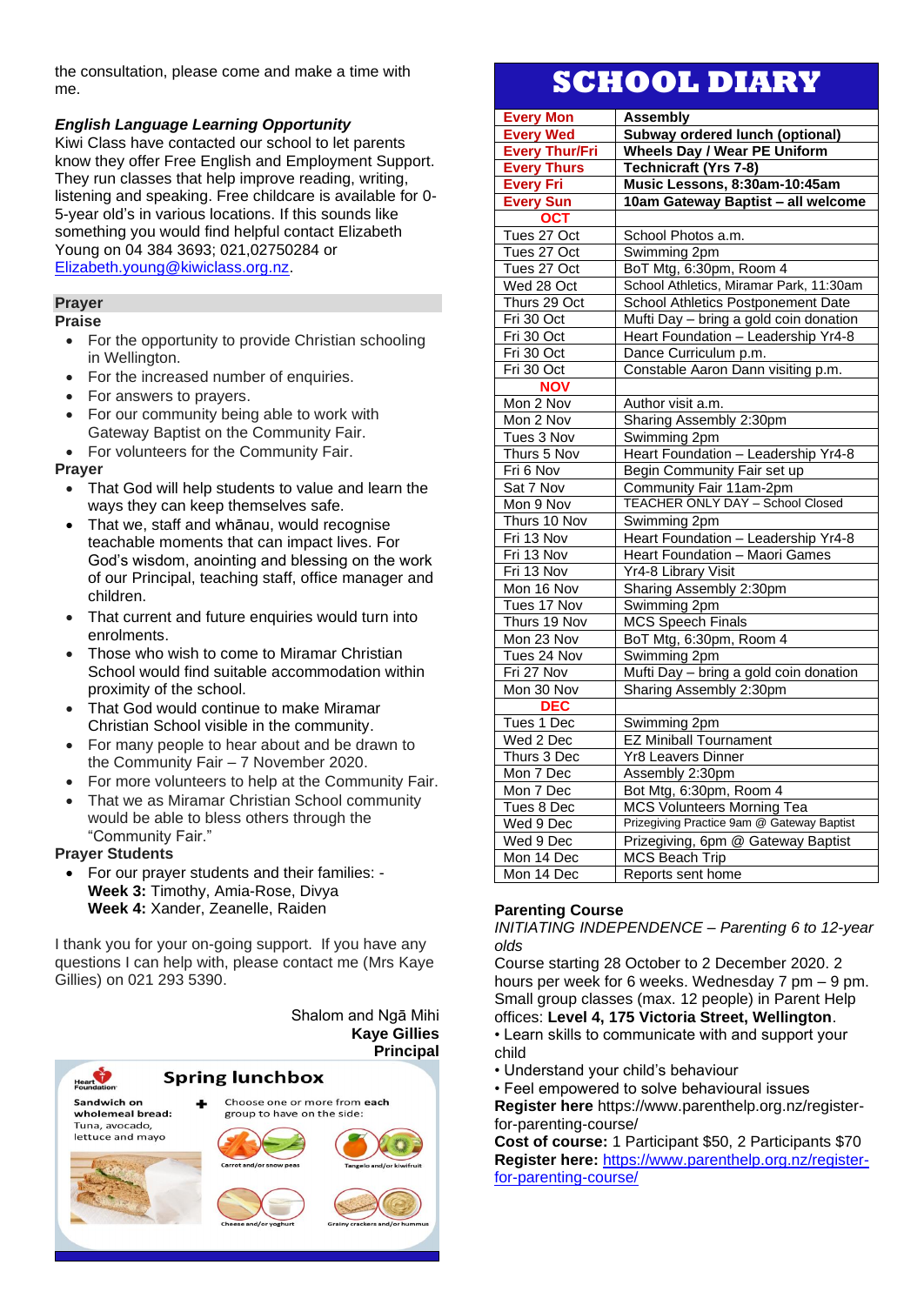the consultation, please come and make a time with me.

***English Language Learning Opportunity***

Kiwi Class have contacted our school to let parents know they offer Free English and Employment Support. They run classes that help improve reading, writing, listening and speaking. Free childcare is available for 0-5-year old's in various locations. If this sounds like something you would find helpful contact Elizabeth Young on 04 384 3693; 021,02750284 or Elizabeth.young@kiwiclass.org.nz.

## Prayer

**Praise**

- For the opportunity to provide Christian schooling in Wellington.
- For the increased number of enquiries.
- For answers to prayers.
- For our community being able to work with Gateway Baptist on the Community Fair.
- For volunteers for the Community Fair.

**Prayer**

- That God will help students to value and learn the ways they can keep themselves safe.
- That we, staff and whānau, would recognise teachable moments that can impact lives. For God's wisdom, anointing and blessing on the work of our Principal, teaching staff, office manager and children.
- That current and future enquiries would turn into enrolments.
- Those who wish to come to Miramar Christian School would find suitable accommodation within proximity of the school.
- That God would continue to make Miramar Christian School visible in the community.
- For many people to hear about and be drawn to the Community Fair – 7 November 2020.
- For more volunteers to help at the Community Fair.
- That we as Miramar Christian School community would be able to bless others through the "Community Fair."

**Prayer Students**

- For our prayer students and their families: -
  **Week 3:** Timothy, Amia-Rose, Divya
  **Week 4:** Xander, Zeanelle, Raiden

I thank you for your on-going support. If you have any questions I can help with, please contact me (Mrs Kaye Gillies) on 021 293 5390.

Shalom and Ngā Mihi
**Kaye Gillies**
**Principal**

**Spring lunchbox**

Sandwich on wholemeal bread: Tuna, avocado, lettuce and mayo + Choose one or more from each group to have on the side: Carrot and/or snow peas; Tangelo and/or kiwifruit; Cheese and/or yoghurt; Grainy crackers and/or hummus

# SCHOOL DIARY

| | |
|---|---|
| **Every Mon** | **Assembly** |
| **Every Wed** | **Subway ordered lunch (optional)** |
| **Every Thur/Fri** | **Wheels Day / Wear PE Uniform** |
| **Every Thurs** | **Technicraft (Yrs 7-8)** |
| **Every Fri** | **Music Lessons, 8:30am-10:45am** |
| **Every Sun** | **10am Gateway Baptist – all welcome** |
| **OCT** | |
| Tues 27 Oct | School Photos a.m. |
| Tues 27 Oct | Swimming 2pm |
| Tues 27 Oct | BoT Mtg, 6:30pm, Room 4 |
| Wed 28 Oct | School Athletics, Miramar Park, 11:30am |
| Thurs 29 Oct | School Athletics Postponement Date |
| Fri 30 Oct | Mufti Day – bring a gold coin donation |
| Fri 30 Oct | Heart Foundation – Leadership Yr4-8 |
| Fri 30 Oct | Dance Curriculum p.m. |
| Fri 30 Oct | Constable Aaron Dann visiting p.m. |
| **NOV** | |
| Mon 2 Nov | Author visit a.m. |
| Mon 2 Nov | Sharing Assembly 2:30pm |
| Tues 3 Nov | Swimming 2pm |
| Thurs 5 Nov | Heart Foundation – Leadership Yr4-8 |
| Fri 6 Nov | Begin Community Fair set up |
| Sat 7 Nov | Community Fair 11am-2pm |
| Mon 9 Nov | TEACHER ONLY DAY – School Closed |
| Thurs 10 Nov | Swimming 2pm |
| Fri 13 Nov | Heart Foundation – Leadership Yr4-8 |
| Fri 13 Nov | Heart Foundation – Maori Games |
| Fri 13 Nov | Yr4-8 Library Visit |
| Mon 16 Nov | Sharing Assembly 2:30pm |
| Tues 17 Nov | Swimming 2pm |
| Thurs 19 Nov | MCS Speech Finals |
| Mon 23 Nov | BoT Mtg, 6:30pm, Room 4 |
| Tues 24 Nov | Swimming 2pm |
| Fri 27 Nov | Mufti Day – bring a gold coin donation |
| Mon 30 Nov | Sharing Assembly 2:30pm |
| **DEC** | |
| Tues 1 Dec | Swimming 2pm |
| Wed 2 Dec | EZ Miniball Tournament |
| Thurs 3 Dec | Yr8 Leavers Dinner |
| Mon 7 Dec | Assembly 2:30pm |
| Mon 7 Dec | Bot Mtg, 6:30pm, Room 4 |
| Tues 8 Dec | MCS Volunteers Morning Tea |
| Wed 9 Dec | Prizegiving Practice 9am @ Gateway Baptist |
| Wed 9 Dec | Prizegiving, 6pm @ Gateway Baptist |
| Mon 14 Dec | MCS Beach Trip |
| Mon 14 Dec | Reports sent home |

**Parenting Course**

*INITIATING INDEPENDENCE – Parenting 6 to 12-year olds*

Course starting 28 October to 2 December 2020. 2 hours per week for 6 weeks. Wednesday 7 pm – 9 pm. Small group classes (max. 12 people) in Parent Help offices: **Level 4, 175 Victoria Street, Wellington**.

- Learn skills to communicate with and support your child
- Understand your child's behaviour
- Feel empowered to solve behavioural issues

**Register here** https://www.parenthelp.org.nz/register-for-parenting-course/

**Cost of course:** 1 Participant $50, 2 Participants $70

**Register here:** https://www.parenthelp.org.nz/register-for-parenting-course/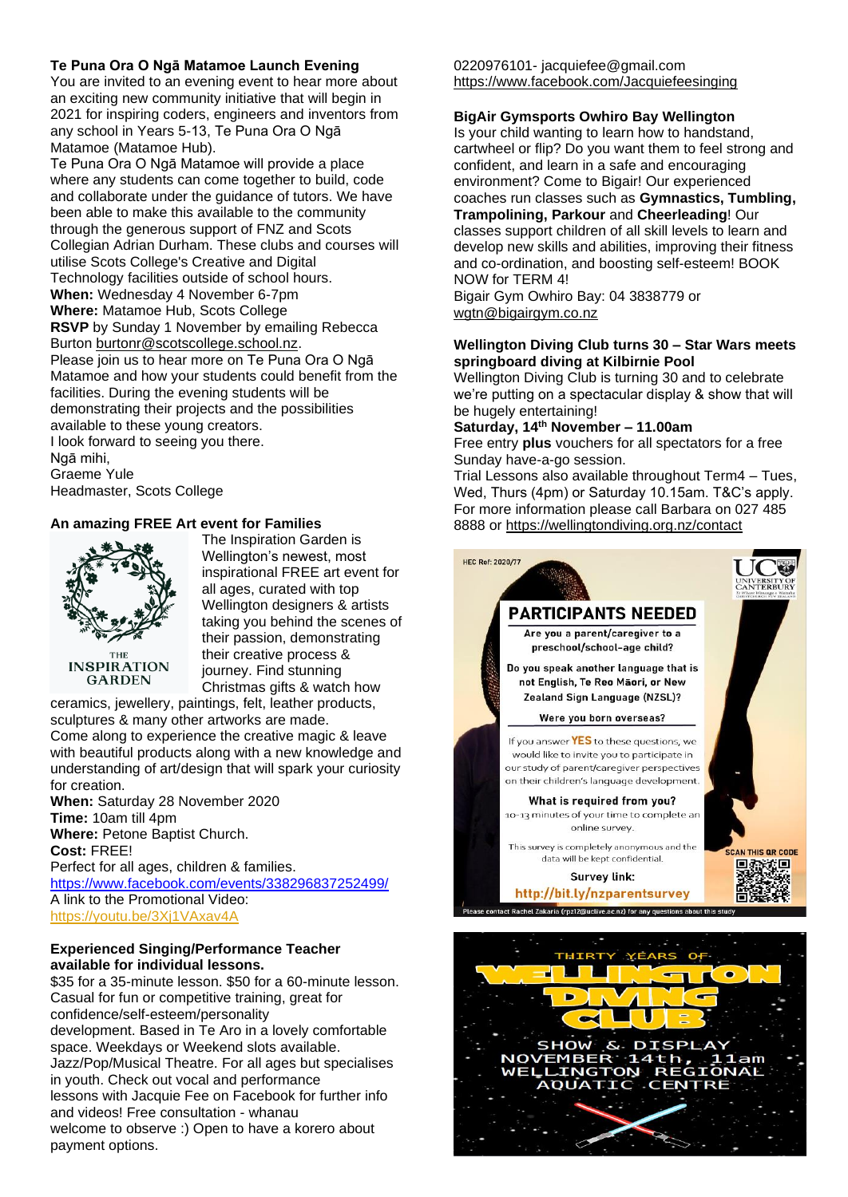**Te Puna Ora O Ngā Matamoe Launch Evening**

You are invited to an evening event to hear more about an exciting new community initiative that will begin in 2021 for inspiring coders, engineers and inventors from any school in Years 5-13, Te Puna Ora O Ngā Matamoe (Matamoe Hub).

Te Puna Ora O Ngā Matamoe will provide a place where any students can come together to build, code and collaborate under the guidance of tutors. We have been able to make this available to the community through the generous support of FNZ and Scots Collegian Adrian Durham. These clubs and courses will utilise Scots College's Creative and Digital Technology facilities outside of school hours.

**When:** Wednesday 4 November 6-7pm
**Where:** Matamoe Hub, Scots College
**RSVP** by Sunday 1 November by emailing Rebecca Burton burtonr@scotscollege.school.nz.

Please join us to hear more on Te Puna Ora O Ngā Matamoe and how your students could benefit from the facilities. During the evening students will be demonstrating their projects and the possibilities available to these young creators.

I look forward to seeing you there.

Ngā mihi,
Graeme Yule
Headmaster, Scots College

**An amazing FREE Art event for Families**

THE INSPIRATION GARDEN

The Inspiration Garden is Wellington's newest, most inspirational FREE art event for all ages, curated with top Wellington designers & artists taking you behind the scenes of their passion, demonstrating their creative process & journey. Find stunning Christmas gifts & watch how ceramics, jewellery, paintings, felt, leather products, sculptures & many other artworks are made.

Come along to experience the creative magic & leave with beautiful products along with a new knowledge and understanding of art/design that will spark your curiosity for creation.

**When:** Saturday 28 November 2020
**Time:** 10am till 4pm
**Where:** Petone Baptist Church.
**Cost:** FREE!
Perfect for all ages, children & families.
https://www.facebook.com/events/338296837252499/
A link to the Promotional Video:
https://youtu.be/3Xj1VAxav4A

**Experienced Singing/Performance Teacher available for individual lessons.**

$35 for a 35-minute lesson. $50 for a 60-minute lesson. Casual for fun or competitive training, great for confidence/self-esteem/personality development. Based in Te Aro in a lovely comfortable space. Weekdays or Weekend slots available. Jazz/Pop/Musical Theatre. For all ages but specialises in youth. Check out vocal and performance lessons with Jacquie Fee on Facebook for further info and videos! Free consultation - whanau welcome to observe :) Open to have a korero about payment options.
0220976101- jacquiefee@gmail.com
https://www.facebook.com/Jacquiefeesinging

**BigAir Gymsports Owhiro Bay Wellington**

Is your child wanting to learn how to handstand, cartwheel or flip? Do you want them to feel strong and confident, and learn in a safe and encouraging environment? Come to Bigair! Our experienced coaches run classes such as **Gymnastics, Tumbling, Trampolining, Parkour** and **Cheerleading**! Our classes support children of all skill levels to learn and develop new skills and abilities, improving their fitness and co-ordination, and boosting self-esteem! BOOK NOW for TERM 4!
Bigair Gym Owhiro Bay: 04 3838779 or wgtn@bigairgym.co.nz

**Wellington Diving Club turns 30 – Star Wars meets springboard diving at Kilbirnie Pool**

Wellington Diving Club is turning 30 and to celebrate we're putting on a spectacular display & show that will be hugely entertaining!

**Saturday, 14th November – 11.00am**

Free entry **plus** vouchers for all spectators for a free Sunday have-a-go session.

Trial Lessons also available throughout Term4 – Tues, Wed, Thurs (4pm) or Saturday 10.15am. T&C's apply. For more information please call Barbara on 027 485 8888 or https://wellingtondiving.org.nz/contact

HEC Ref: 2020/77

UNIVERSITY OF CANTERBURY

**PARTICIPANTS NEEDED**

Are you a parent/caregiver to a preschool/school-age child?

Do you speak another language that is not English, Te Reo Māori, or New Zealand Sign Language (NZSL)?

Were you born overseas?

If you answer **YES** to these questions, we would like to invite you to participate in our study of parent/caregiver perspectives on their children's language development.

**What is required from you?**
10-13 minutes of your time to complete an online survey.

This survey is completely anonymous and the data will be kept confidential.

**Survey link:**
**http://bit.ly/nzparentsurvey**

SCAN THIS QR CODE

Please contact Rachel Zakaria (rpz12@uclive.ac.nz) for any questions about this study

THIRTY YEARS OF
WELLINGTON DIVING CLUB
SHOW & DISPLAY
NOVEMBER 14th, 11am
WELLINGTON REGIONAL AQUATIC CENTRE